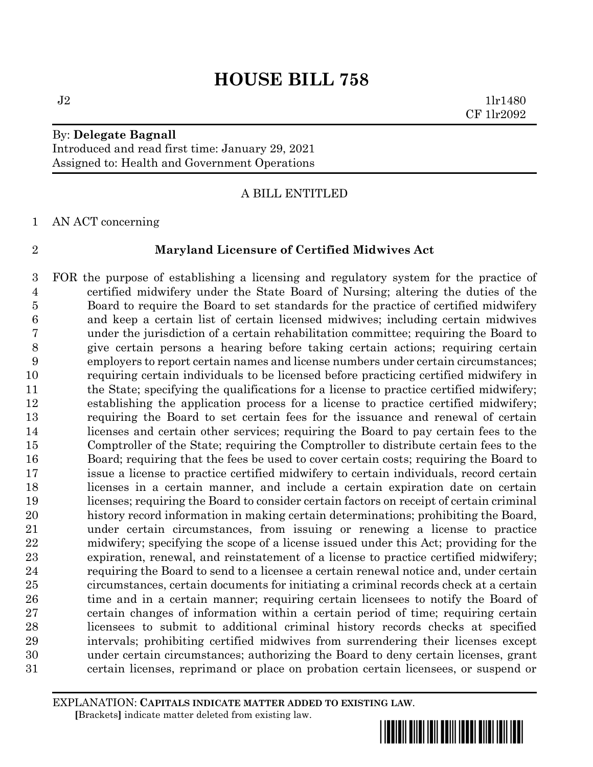# HOUSE BILL 758

J2 1lr1480
CF 1lr2092

By: **Delegate Bagnall**
Introduced and read first time: January 29, 2021
Assigned to: Health and Government Operations

A BILL ENTITLED

AN ACT concerning

**Maryland Licensure of Certified Midwives Act**

FOR the purpose of establishing a licensing and regulatory system for the practice of certified midwifery under the State Board of Nursing; altering the duties of the Board to require the Board to set standards for the practice of certified midwifery and keep a certain list of certain licensed midwives; including certain midwives under the jurisdiction of a certain rehabilitation committee; requiring the Board to give certain persons a hearing before taking certain actions; requiring certain employers to report certain names and license numbers under certain circumstances; requiring certain individuals to be licensed before practicing certified midwifery in the State; specifying the qualifications for a license to practice certified midwifery; establishing the application process for a license to practice certified midwifery; requiring the Board to set certain fees for the issuance and renewal of certain licenses and certain other services; requiring the Board to pay certain fees to the Comptroller of the State; requiring the Comptroller to distribute certain fees to the Board; requiring that the fees be used to cover certain costs; requiring the Board to issue a license to practice certified midwifery to certain individuals, record certain licenses in a certain manner, and include a certain expiration date on certain licenses; requiring the Board to consider certain factors on receipt of certain criminal history record information in making certain determinations; prohibiting the Board, under certain circumstances, from issuing or renewing a license to practice midwifery; specifying the scope of a license issued under this Act; providing for the expiration, renewal, and reinstatement of a license to practice certified midwifery; requiring the Board to send to a licensee a certain renewal notice and, under certain circumstances, certain documents for initiating a criminal records check at a certain time and in a certain manner; requiring certain licensees to notify the Board of certain changes of information within a certain period of time; requiring certain licensees to submit to additional criminal history records checks at specified intervals; prohibiting certified midwives from surrendering their licenses except under certain circumstances; authorizing the Board to deny certain licenses, grant certain licenses, reprimand or place on probation certain licensees, or suspend or

EXPLANATION: **CAPITALS INDICATE MATTER ADDED TO EXISTING LAW.**
**[**Brackets**]** indicate matter deleted from existing law.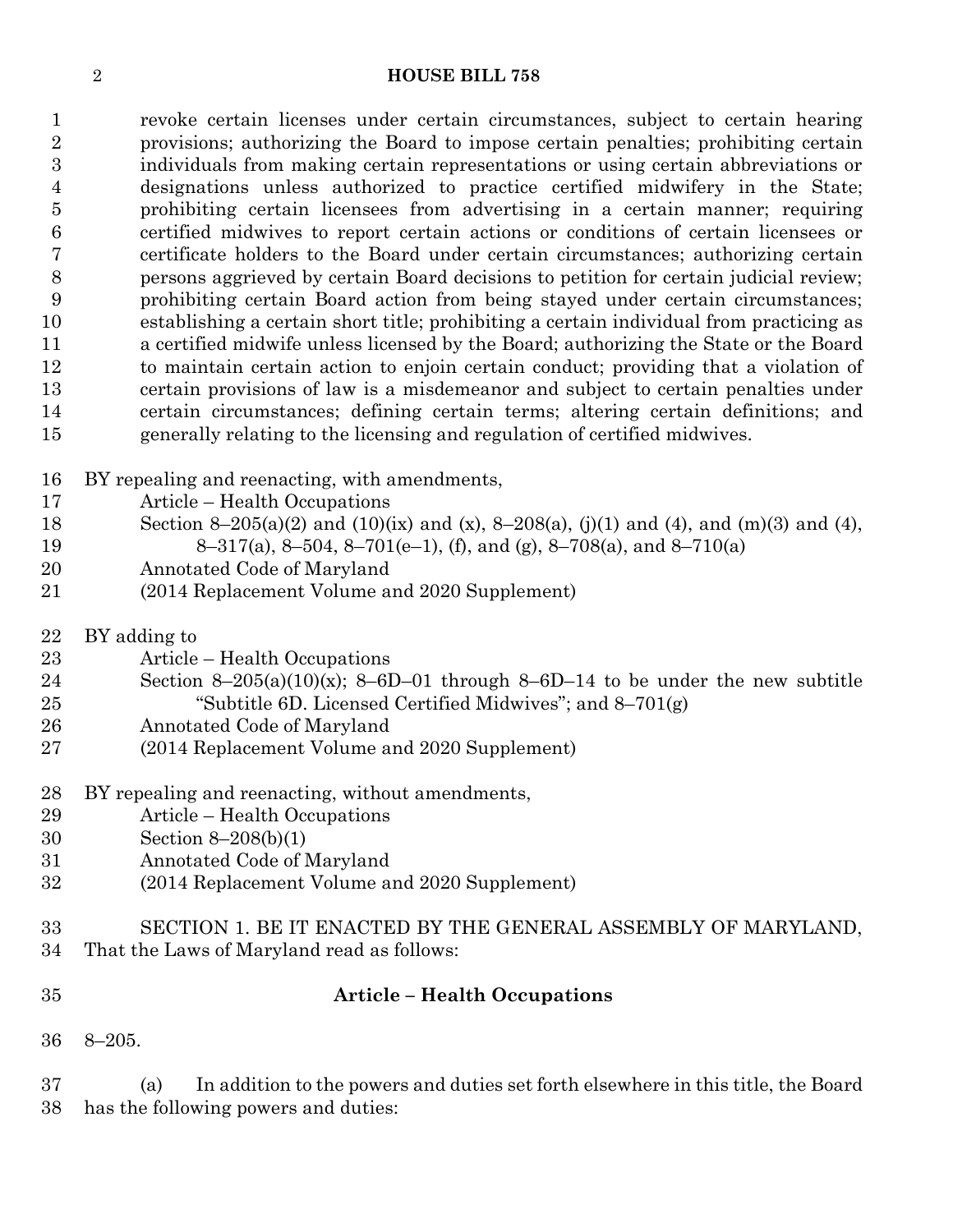revoke certain licenses under certain circumstances, subject to certain hearing provisions; authorizing the Board to impose certain penalties; prohibiting certain individuals from making certain representations or using certain abbreviations or designations unless authorized to practice certified midwifery in the State; prohibiting certain licensees from advertising in a certain manner; requiring certified midwives to report certain actions or conditions of certain licensees or certificate holders to the Board under certain circumstances; authorizing certain persons aggrieved by certain Board decisions to petition for certain judicial review; prohibiting certain Board action from being stayed under certain circumstances; establishing a certain short title; prohibiting a certain individual from practicing as a certified midwife unless licensed by the Board; authorizing the State or the Board to maintain certain action to enjoin certain conduct; providing that a violation of certain provisions of law is a misdemeanor and subject to certain penalties under certain circumstances; defining certain terms; altering certain definitions; and generally relating to the licensing and regulation of certified midwives.

BY repealing and reenacting, with amendments,
Article – Health Occupations
Section 8–205(a)(2) and (10)(ix) and (x), 8–208(a), (j)(1) and (4), and (m)(3) and (4), 8–317(a), 8–504, 8–701(e–1), (f), and (g), 8–708(a), and 8–710(a)
Annotated Code of Maryland
(2014 Replacement Volume and 2020 Supplement)

BY adding to
Article – Health Occupations
Section 8–205(a)(10)(x); 8–6D–01 through 8–6D–14 to be under the new subtitle "Subtitle 6D. Licensed Certified Midwives"; and 8–701(g)
Annotated Code of Maryland
(2014 Replacement Volume and 2020 Supplement)

BY repealing and reenacting, without amendments,
Article – Health Occupations
Section 8–208(b)(1)
Annotated Code of Maryland
(2014 Replacement Volume and 2020 Supplement)

SECTION 1. BE IT ENACTED BY THE GENERAL ASSEMBLY OF MARYLAND, That the Laws of Maryland read as follows:

**Article – Health Occupations**

8–205.

(a) In addition to the powers and duties set forth elsewhere in this title, the Board has the following powers and duties: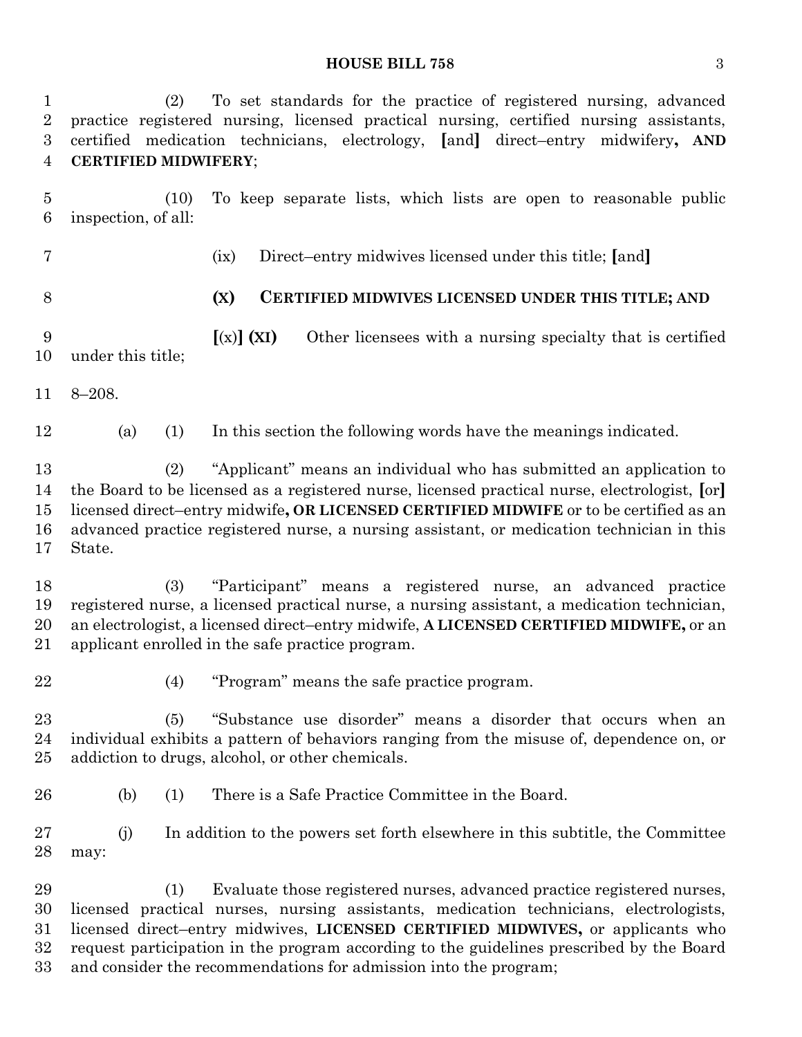(2) To set standards for the practice of registered nursing, advanced practice registered nursing, licensed practical nursing, certified nursing assistants, certified medication technicians, electrology, **[**and**]** direct–entry midwifery**, AND CERTIFIED MIDWIFERY**;

(10) To keep separate lists, which lists are open to reasonable public inspection, of all:

(ix) Direct–entry midwives licensed under this title; **[**and**]**

**(X) CERTIFIED MIDWIVES LICENSED UNDER THIS TITLE; AND**

**[**(x)**] (XI)** Other licensees with a nursing specialty that is certified under this title;

8–208.

(a) (1) In this section the following words have the meanings indicated.

(2) "Applicant" means an individual who has submitted an application to the Board to be licensed as a registered nurse, licensed practical nurse, electrologist, **[**or**]** licensed direct–entry midwife**, OR LICENSED CERTIFIED MIDWIFE** or to be certified as an advanced practice registered nurse, a nursing assistant, or medication technician in this State.

(3) "Participant" means a registered nurse, an advanced practice registered nurse, a licensed practical nurse, a nursing assistant, a medication technician, an electrologist, a licensed direct–entry midwife, **A LICENSED CERTIFIED MIDWIFE,** or an applicant enrolled in the safe practice program.

(4) "Program" means the safe practice program.

(5) "Substance use disorder" means a disorder that occurs when an individual exhibits a pattern of behaviors ranging from the misuse of, dependence on, or addiction to drugs, alcohol, or other chemicals.

(b) (1) There is a Safe Practice Committee in the Board.

(j) In addition to the powers set forth elsewhere in this subtitle, the Committee may:

(1) Evaluate those registered nurses, advanced practice registered nurses, licensed practical nurses, nursing assistants, medication technicians, electrologists, licensed direct–entry midwives, **LICENSED CERTIFIED MIDWIVES,** or applicants who request participation in the program according to the guidelines prescribed by the Board and consider the recommendations for admission into the program;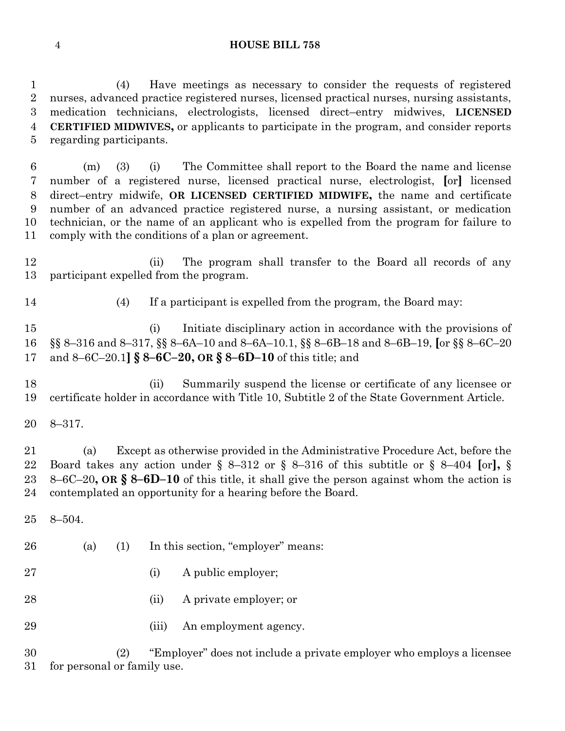(4) Have meetings as necessary to consider the requests of registered nurses, advanced practice registered nurses, licensed practical nurses, nursing assistants, medication technicians, electrologists, licensed direct–entry midwives, **LICENSED CERTIFIED MIDWIVES,** or applicants to participate in the program, and consider reports regarding participants.

(m) (3) (i) The Committee shall report to the Board the name and license number of a registered nurse, licensed practical nurse, electrologist, **[**or**]** licensed direct–entry midwife, **OR LICENSED CERTIFIED MIDWIFE,** the name and certificate number of an advanced practice registered nurse, a nursing assistant, or medication technician, or the name of an applicant who is expelled from the program for failure to comply with the conditions of a plan or agreement.

(ii) The program shall transfer to the Board all records of any participant expelled from the program.

(4) If a participant is expelled from the program, the Board may:

(i) Initiate disciplinary action in accordance with the provisions of §§ 8–316 and 8–317, §§ 8–6A–10 and 8–6A–10.1, §§ 8–6B–18 and 8–6B–19, **[**or §§ 8–6C–20 and 8–6C–20.1**] § 8–6C–20, OR § 8–6D–10** of this title; and

(ii) Summarily suspend the license or certificate of any licensee or certificate holder in accordance with Title 10, Subtitle 2 of the State Government Article.

8–317.

(a) Except as otherwise provided in the Administrative Procedure Act, before the Board takes any action under § 8–312 or § 8–316 of this subtitle or § 8–404 **[**or**],** § 8–6C–20**, OR § 8–6D–10** of this title, it shall give the person against whom the action is contemplated an opportunity for a hearing before the Board.

8–504.

(a) (1) In this section, "employer" means:

(i) A public employer;

(ii) A private employer; or

(iii) An employment agency.

(2) "Employer" does not include a private employer who employs a licensee for personal or family use.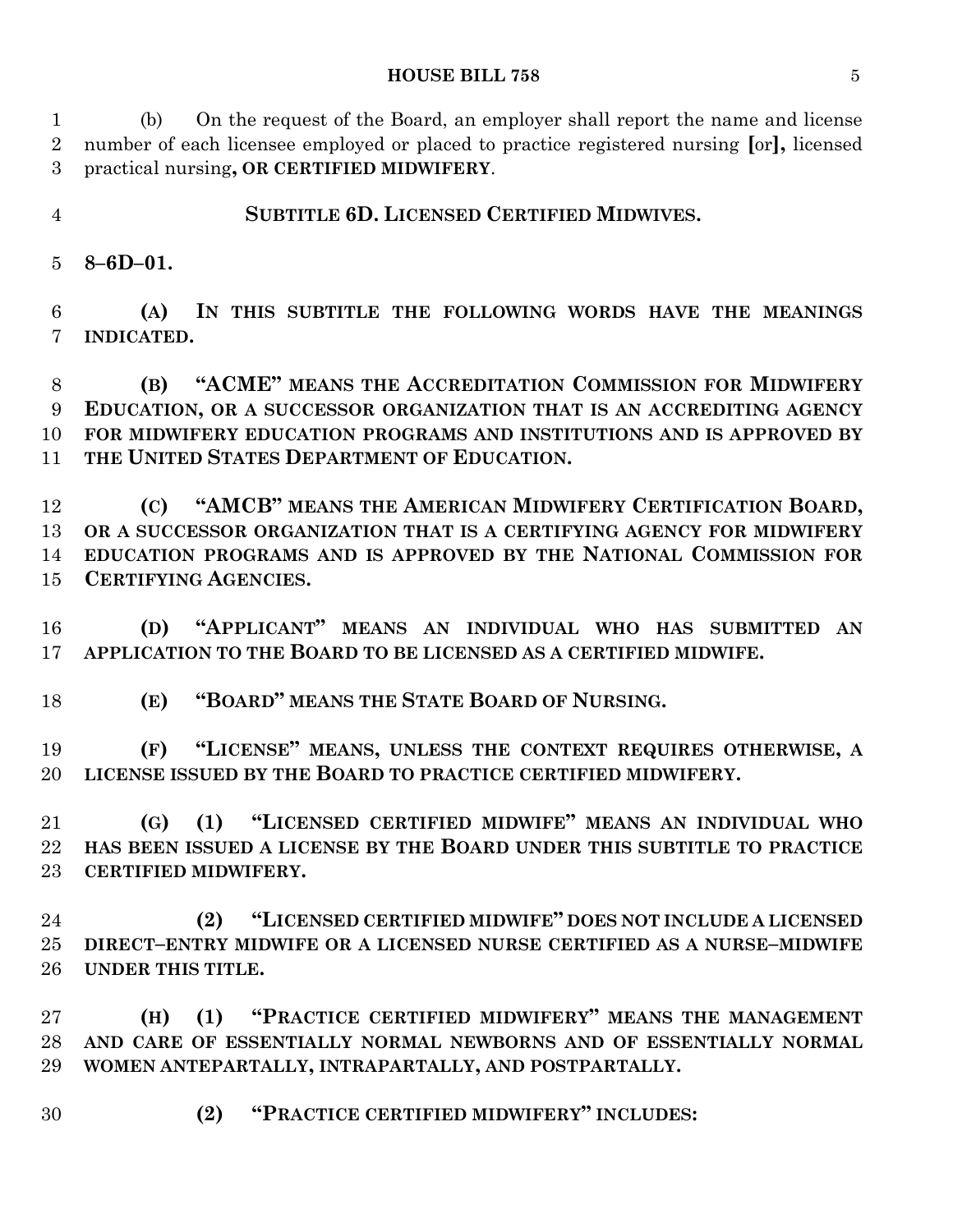(b) On the request of the Board, an employer shall report the name and license number of each licensee employed or placed to practice registered nursing **[**or**],** licensed practical nursing**, OR CERTIFIED MIDWIFERY**.

**SUBTITLE 6D. LICENSED CERTIFIED MIDWIVES.**

**8–6D–01.**

**(A) IN THIS SUBTITLE THE FOLLOWING WORDS HAVE THE MEANINGS INDICATED.**

**(B) "ACME" MEANS THE ACCREDITATION COMMISSION FOR MIDWIFERY EDUCATION, OR A SUCCESSOR ORGANIZATION THAT IS AN ACCREDITING AGENCY FOR MIDWIFERY EDUCATION PROGRAMS AND INSTITUTIONS AND IS APPROVED BY THE UNITED STATES DEPARTMENT OF EDUCATION.**

**(C) "AMCB" MEANS THE AMERICAN MIDWIFERY CERTIFICATION BOARD, OR A SUCCESSOR ORGANIZATION THAT IS A CERTIFYING AGENCY FOR MIDWIFERY EDUCATION PROGRAMS AND IS APPROVED BY THE NATIONAL COMMISSION FOR CERTIFYING AGENCIES.**

**(D) "APPLICANT" MEANS AN INDIVIDUAL WHO HAS SUBMITTED AN APPLICATION TO THE BOARD TO BE LICENSED AS A CERTIFIED MIDWIFE.**

**(E) "BOARD" MEANS THE STATE BOARD OF NURSING.**

**(F) "LICENSE" MEANS, UNLESS THE CONTEXT REQUIRES OTHERWISE, A LICENSE ISSUED BY THE BOARD TO PRACTICE CERTIFIED MIDWIFERY.**

**(G) (1) "LICENSED CERTIFIED MIDWIFE" MEANS AN INDIVIDUAL WHO HAS BEEN ISSUED A LICENSE BY THE BOARD UNDER THIS SUBTITLE TO PRACTICE CERTIFIED MIDWIFERY.**

**(2) "LICENSED CERTIFIED MIDWIFE" DOES NOT INCLUDE A LICENSED DIRECT–ENTRY MIDWIFE OR A LICENSED NURSE CERTIFIED AS A NURSE–MIDWIFE UNDER THIS TITLE.**

**(H) (1) "PRACTICE CERTIFIED MIDWIFERY" MEANS THE MANAGEMENT AND CARE OF ESSENTIALLY NORMAL NEWBORNS AND OF ESSENTIALLY NORMAL WOMEN ANTEPARTALLY, INTRAPARTALLY, AND POSTPARTALLY.**

**(2) "PRACTICE CERTIFIED MIDWIFERY" INCLUDES:**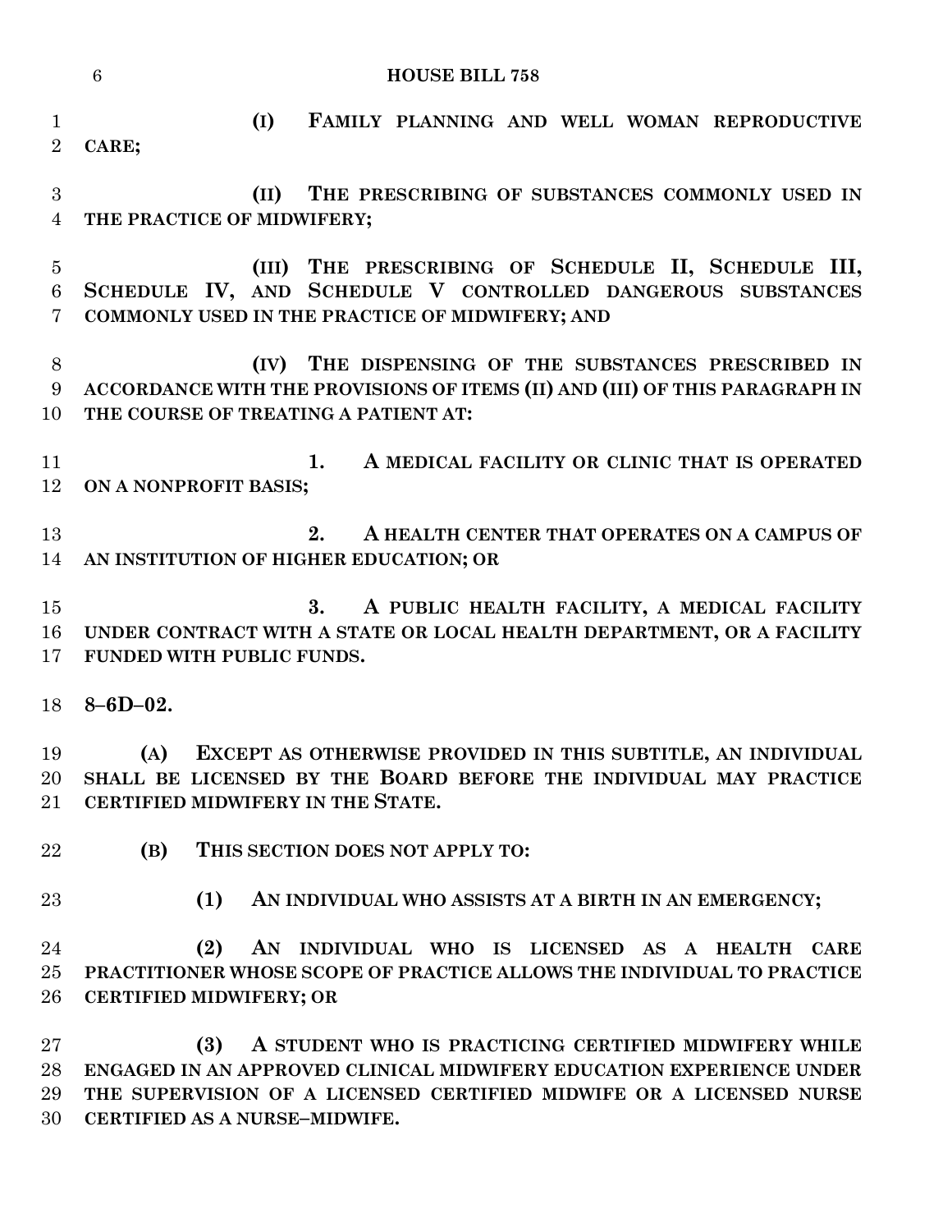**(I) FAMILY PLANNING AND WELL WOMAN REPRODUCTIVE CARE;**

**(II) THE PRESCRIBING OF SUBSTANCES COMMONLY USED IN THE PRACTICE OF MIDWIFERY;**

**(III) THE PRESCRIBING OF SCHEDULE II, SCHEDULE III, SCHEDULE IV, AND SCHEDULE V CONTROLLED DANGEROUS SUBSTANCES COMMONLY USED IN THE PRACTICE OF MIDWIFERY; AND**

**(IV) THE DISPENSING OF THE SUBSTANCES PRESCRIBED IN ACCORDANCE WITH THE PROVISIONS OF ITEMS (II) AND (III) OF THIS PARAGRAPH IN THE COURSE OF TREATING A PATIENT AT:**

**1. A MEDICAL FACILITY OR CLINIC THAT IS OPERATED ON A NONPROFIT BASIS;**

**2. A HEALTH CENTER THAT OPERATES ON A CAMPUS OF AN INSTITUTION OF HIGHER EDUCATION; OR**

**3. A PUBLIC HEALTH FACILITY, A MEDICAL FACILITY UNDER CONTRACT WITH A STATE OR LOCAL HEALTH DEPARTMENT, OR A FACILITY FUNDED WITH PUBLIC FUNDS.**

**8–6D–02.**

**(A) EXCEPT AS OTHERWISE PROVIDED IN THIS SUBTITLE, AN INDIVIDUAL SHALL BE LICENSED BY THE BOARD BEFORE THE INDIVIDUAL MAY PRACTICE CERTIFIED MIDWIFERY IN THE STATE.**

**(B) THIS SECTION DOES NOT APPLY TO:**

**(1) AN INDIVIDUAL WHO ASSISTS AT A BIRTH IN AN EMERGENCY;**

**(2) AN INDIVIDUAL WHO IS LICENSED AS A HEALTH CARE PRACTITIONER WHOSE SCOPE OF PRACTICE ALLOWS THE INDIVIDUAL TO PRACTICE CERTIFIED MIDWIFERY; OR**

**(3) A STUDENT WHO IS PRACTICING CERTIFIED MIDWIFERY WHILE ENGAGED IN AN APPROVED CLINICAL MIDWIFERY EDUCATION EXPERIENCE UNDER THE SUPERVISION OF A LICENSED CERTIFIED MIDWIFE OR A LICENSED NURSE CERTIFIED AS A NURSE–MIDWIFE.**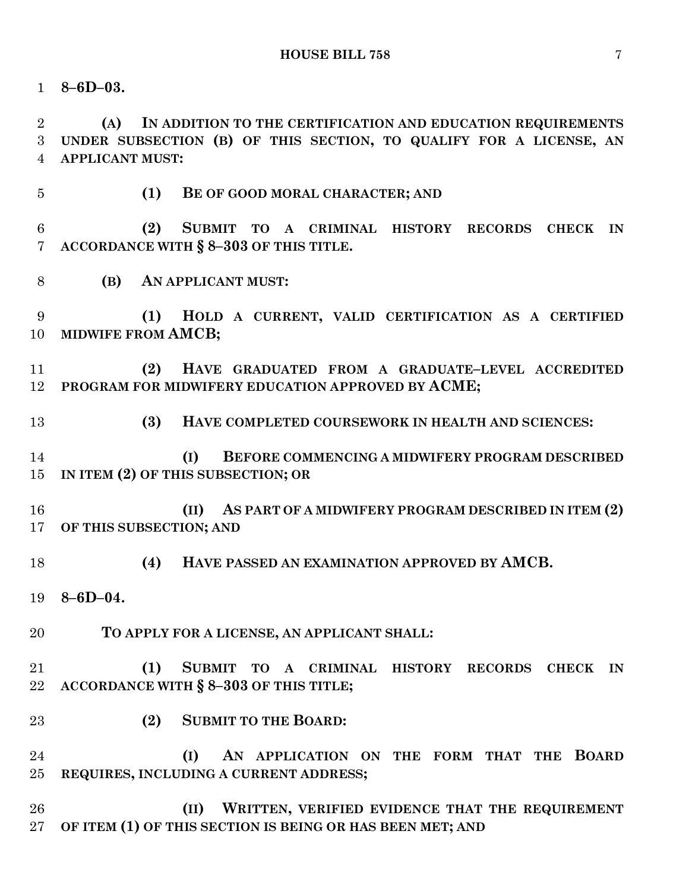**8–6D–03.**

**(A) IN ADDITION TO THE CERTIFICATION AND EDUCATION REQUIREMENTS UNDER SUBSECTION (B) OF THIS SECTION, TO QUALIFY FOR A LICENSE, AN APPLICANT MUST:**

**(1) BE OF GOOD MORAL CHARACTER; AND**

**(2) SUBMIT TO A CRIMINAL HISTORY RECORDS CHECK IN ACCORDANCE WITH § 8–303 OF THIS TITLE.**

**(B) AN APPLICANT MUST:**

**(1) HOLD A CURRENT, VALID CERTIFICATION AS A CERTIFIED MIDWIFE FROM AMCB;**

**(2) HAVE GRADUATED FROM A GRADUATE–LEVEL ACCREDITED PROGRAM FOR MIDWIFERY EDUCATION APPROVED BY ACME;**

**(3) HAVE COMPLETED COURSEWORK IN HEALTH AND SCIENCES:**

**(I) BEFORE COMMENCING A MIDWIFERY PROGRAM DESCRIBED IN ITEM (2) OF THIS SUBSECTION; OR**

**(II) AS PART OF A MIDWIFERY PROGRAM DESCRIBED IN ITEM (2) OF THIS SUBSECTION; AND**

**(4) HAVE PASSED AN EXAMINATION APPROVED BY AMCB.**

**8–6D–04.**

**TO APPLY FOR A LICENSE, AN APPLICANT SHALL:**

**(1) SUBMIT TO A CRIMINAL HISTORY RECORDS CHECK IN ACCORDANCE WITH § 8–303 OF THIS TITLE;**

**(2) SUBMIT TO THE BOARD:**

**(I) AN APPLICATION ON THE FORM THAT THE BOARD REQUIRES, INCLUDING A CURRENT ADDRESS;**

**(II) WRITTEN, VERIFIED EVIDENCE THAT THE REQUIREMENT OF ITEM (1) OF THIS SECTION IS BEING OR HAS BEEN MET; AND**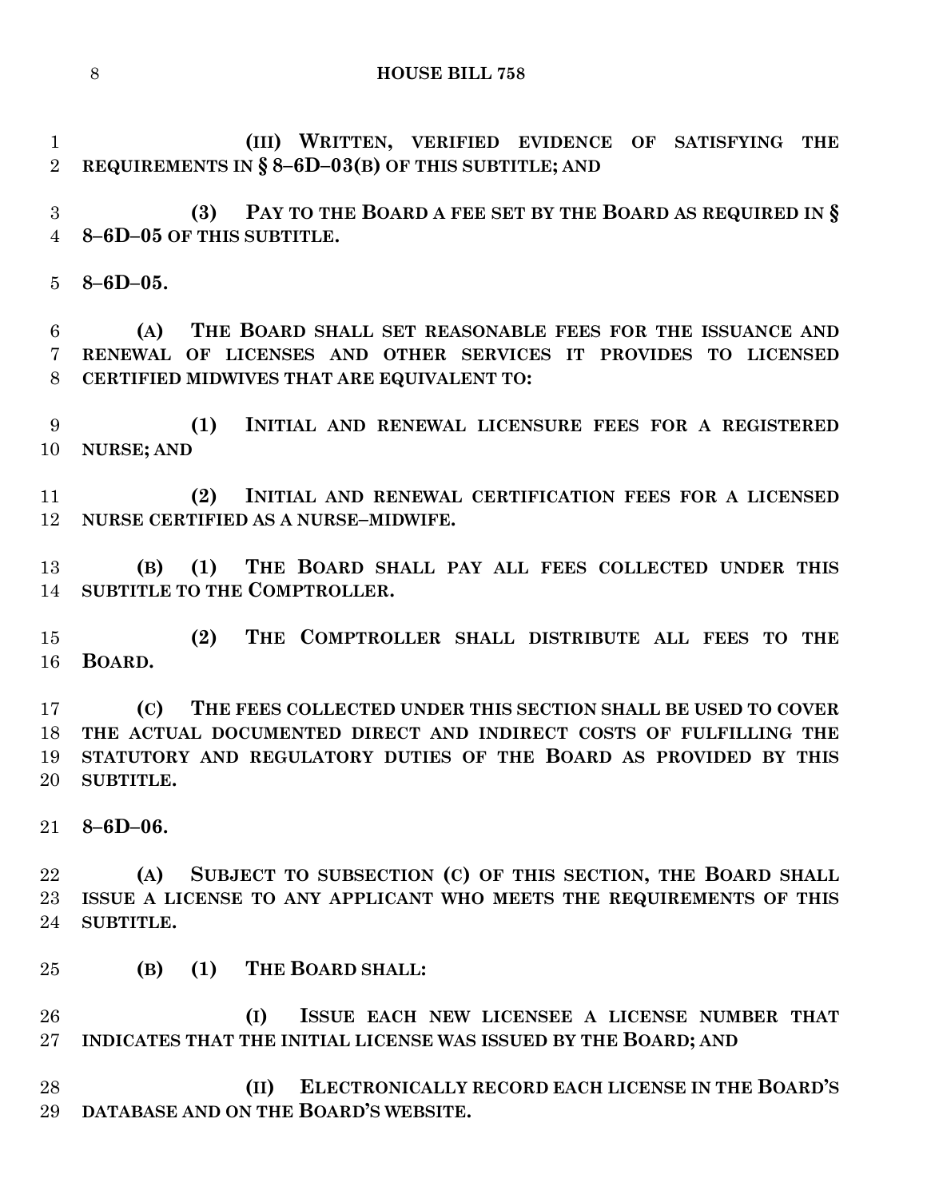**(III) WRITTEN, VERIFIED EVIDENCE OF SATISFYING THE REQUIREMENTS IN § 8–6D–03(B) OF THIS SUBTITLE; AND**

**(3) PAY TO THE BOARD A FEE SET BY THE BOARD AS REQUIRED IN § 8–6D–05 OF THIS SUBTITLE.**

**8–6D–05.**

**(A) THE BOARD SHALL SET REASONABLE FEES FOR THE ISSUANCE AND RENEWAL OF LICENSES AND OTHER SERVICES IT PROVIDES TO LICENSED CERTIFIED MIDWIVES THAT ARE EQUIVALENT TO:**

**(1) INITIAL AND RENEWAL LICENSURE FEES FOR A REGISTERED NURSE; AND**

**(2) INITIAL AND RENEWAL CERTIFICATION FEES FOR A LICENSED NURSE CERTIFIED AS A NURSE–MIDWIFE.**

**(B) (1) THE BOARD SHALL PAY ALL FEES COLLECTED UNDER THIS SUBTITLE TO THE COMPTROLLER.**

**(2) THE COMPTROLLER SHALL DISTRIBUTE ALL FEES TO THE BOARD.**

**(C) THE FEES COLLECTED UNDER THIS SECTION SHALL BE USED TO COVER THE ACTUAL DOCUMENTED DIRECT AND INDIRECT COSTS OF FULFILLING THE STATUTORY AND REGULATORY DUTIES OF THE BOARD AS PROVIDED BY THIS SUBTITLE.**

**8–6D–06.**

**(A) SUBJECT TO SUBSECTION (C) OF THIS SECTION, THE BOARD SHALL ISSUE A LICENSE TO ANY APPLICANT WHO MEETS THE REQUIREMENTS OF THIS SUBTITLE.**

**(B) (1) THE BOARD SHALL:**

**(I) ISSUE EACH NEW LICENSEE A LICENSE NUMBER THAT INDICATES THAT THE INITIAL LICENSE WAS ISSUED BY THE BOARD; AND**

**(II) ELECTRONICALLY RECORD EACH LICENSE IN THE BOARD'S DATABASE AND ON THE BOARD'S WEBSITE.**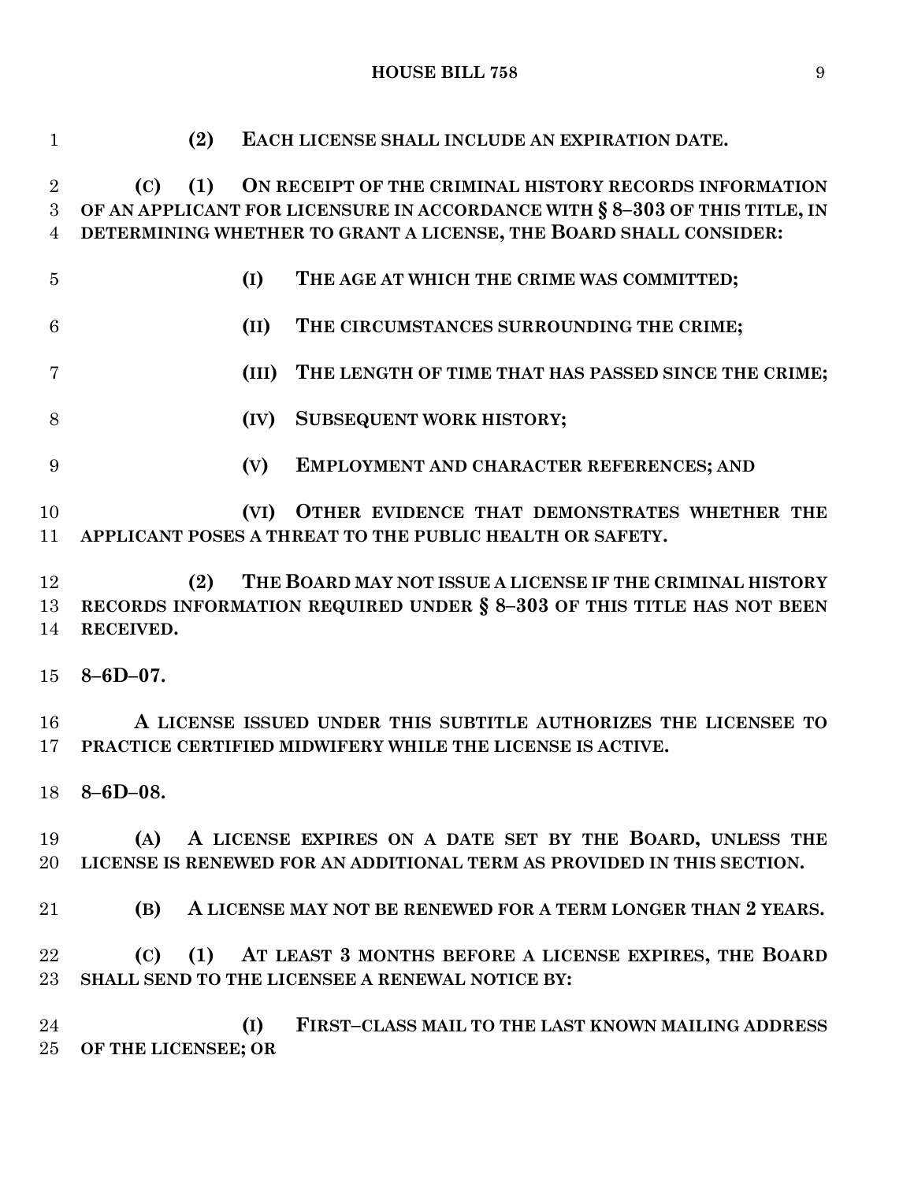**(2) EACH LICENSE SHALL INCLUDE AN EXPIRATION DATE.**

**(C) (1) ON RECEIPT OF THE CRIMINAL HISTORY RECORDS INFORMATION OF AN APPLICANT FOR LICENSURE IN ACCORDANCE WITH § 8–303 OF THIS TITLE, IN DETERMINING WHETHER TO GRANT A LICENSE, THE BOARD SHALL CONSIDER:**

**(I) THE AGE AT WHICH THE CRIME WAS COMMITTED;**

**(II) THE CIRCUMSTANCES SURROUNDING THE CRIME;**

**(III) THE LENGTH OF TIME THAT HAS PASSED SINCE THE CRIME;**

**(IV) SUBSEQUENT WORK HISTORY;**

**(V) EMPLOYMENT AND CHARACTER REFERENCES; AND**

**(VI) OTHER EVIDENCE THAT DEMONSTRATES WHETHER THE APPLICANT POSES A THREAT TO THE PUBLIC HEALTH OR SAFETY.**

**(2) THE BOARD MAY NOT ISSUE A LICENSE IF THE CRIMINAL HISTORY RECORDS INFORMATION REQUIRED UNDER § 8–303 OF THIS TITLE HAS NOT BEEN RECEIVED.**

**8–6D–07.**

**A LICENSE ISSUED UNDER THIS SUBTITLE AUTHORIZES THE LICENSEE TO PRACTICE CERTIFIED MIDWIFERY WHILE THE LICENSE IS ACTIVE.**

**8–6D–08.**

**(A) A LICENSE EXPIRES ON A DATE SET BY THE BOARD, UNLESS THE LICENSE IS RENEWED FOR AN ADDITIONAL TERM AS PROVIDED IN THIS SECTION.**

**(B) A LICENSE MAY NOT BE RENEWED FOR A TERM LONGER THAN 2 YEARS.**

**(C) (1) AT LEAST 3 MONTHS BEFORE A LICENSE EXPIRES, THE BOARD SHALL SEND TO THE LICENSEE A RENEWAL NOTICE BY:**

**(I) FIRST–CLASS MAIL TO THE LAST KNOWN MAILING ADDRESS OF THE LICENSEE; OR**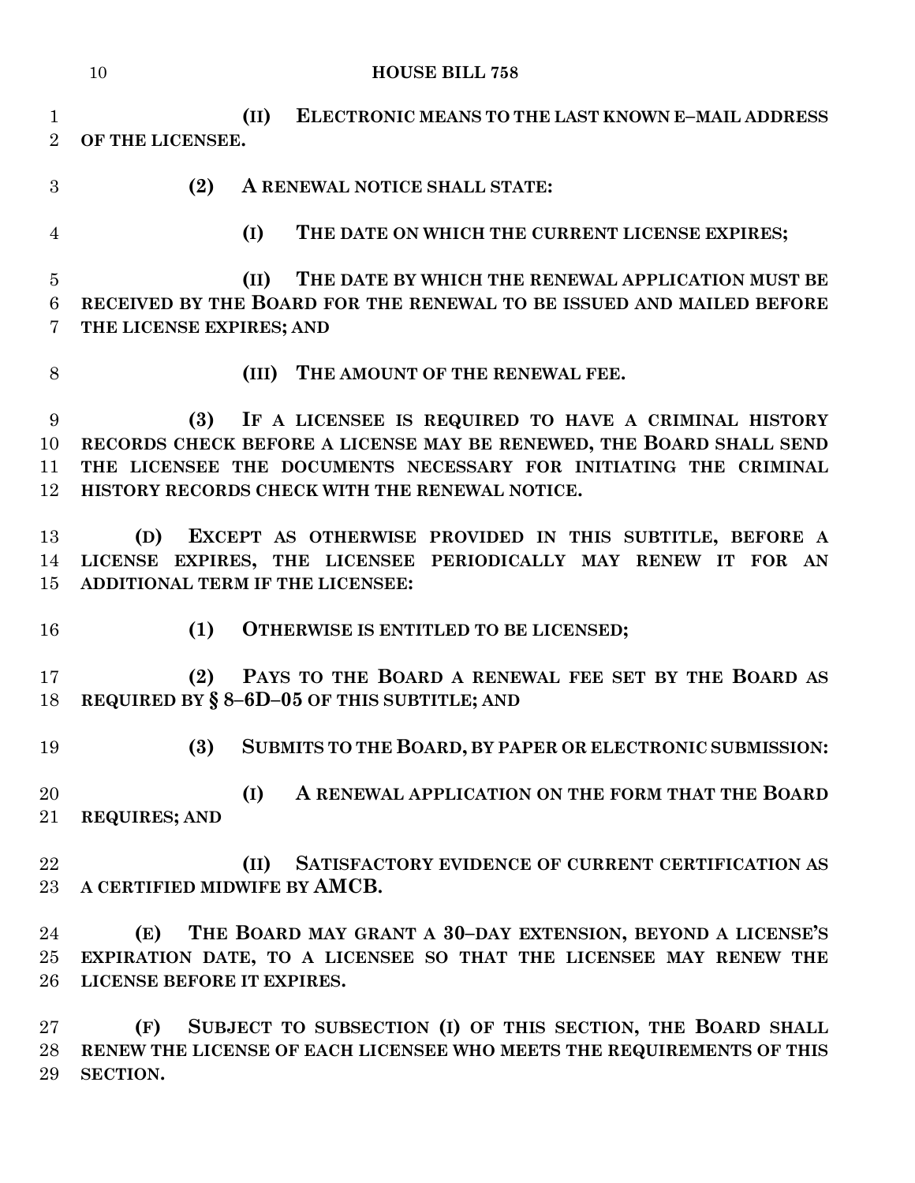**(II) ELECTRONIC MEANS TO THE LAST KNOWN E–MAIL ADDRESS OF THE LICENSEE.**

**(2) A RENEWAL NOTICE SHALL STATE:**

**(I) THE DATE ON WHICH THE CURRENT LICENSE EXPIRES;**

**(II) THE DATE BY WHICH THE RENEWAL APPLICATION MUST BE RECEIVED BY THE BOARD FOR THE RENEWAL TO BE ISSUED AND MAILED BEFORE THE LICENSE EXPIRES; AND**

**(III) THE AMOUNT OF THE RENEWAL FEE.**

**(3) IF A LICENSEE IS REQUIRED TO HAVE A CRIMINAL HISTORY RECORDS CHECK BEFORE A LICENSE MAY BE RENEWED, THE BOARD SHALL SEND THE LICENSEE THE DOCUMENTS NECESSARY FOR INITIATING THE CRIMINAL HISTORY RECORDS CHECK WITH THE RENEWAL NOTICE.**

**(D) EXCEPT AS OTHERWISE PROVIDED IN THIS SUBTITLE, BEFORE A LICENSE EXPIRES, THE LICENSEE PERIODICALLY MAY RENEW IT FOR AN ADDITIONAL TERM IF THE LICENSEE:**

**(1) OTHERWISE IS ENTITLED TO BE LICENSED;**

**(2) PAYS TO THE BOARD A RENEWAL FEE SET BY THE BOARD AS REQUIRED BY § 8–6D–05 OF THIS SUBTITLE; AND**

**(3) SUBMITS TO THE BOARD, BY PAPER OR ELECTRONIC SUBMISSION:**

**(I) A RENEWAL APPLICATION ON THE FORM THAT THE BOARD REQUIRES; AND**

**(II) SATISFACTORY EVIDENCE OF CURRENT CERTIFICATION AS A CERTIFIED MIDWIFE BY AMCB.**

**(E) THE BOARD MAY GRANT A 30–DAY EXTENSION, BEYOND A LICENSE'S EXPIRATION DATE, TO A LICENSEE SO THAT THE LICENSEE MAY RENEW THE LICENSE BEFORE IT EXPIRES.**

**(F) SUBJECT TO SUBSECTION (I) OF THIS SECTION, THE BOARD SHALL RENEW THE LICENSE OF EACH LICENSEE WHO MEETS THE REQUIREMENTS OF THIS SECTION.**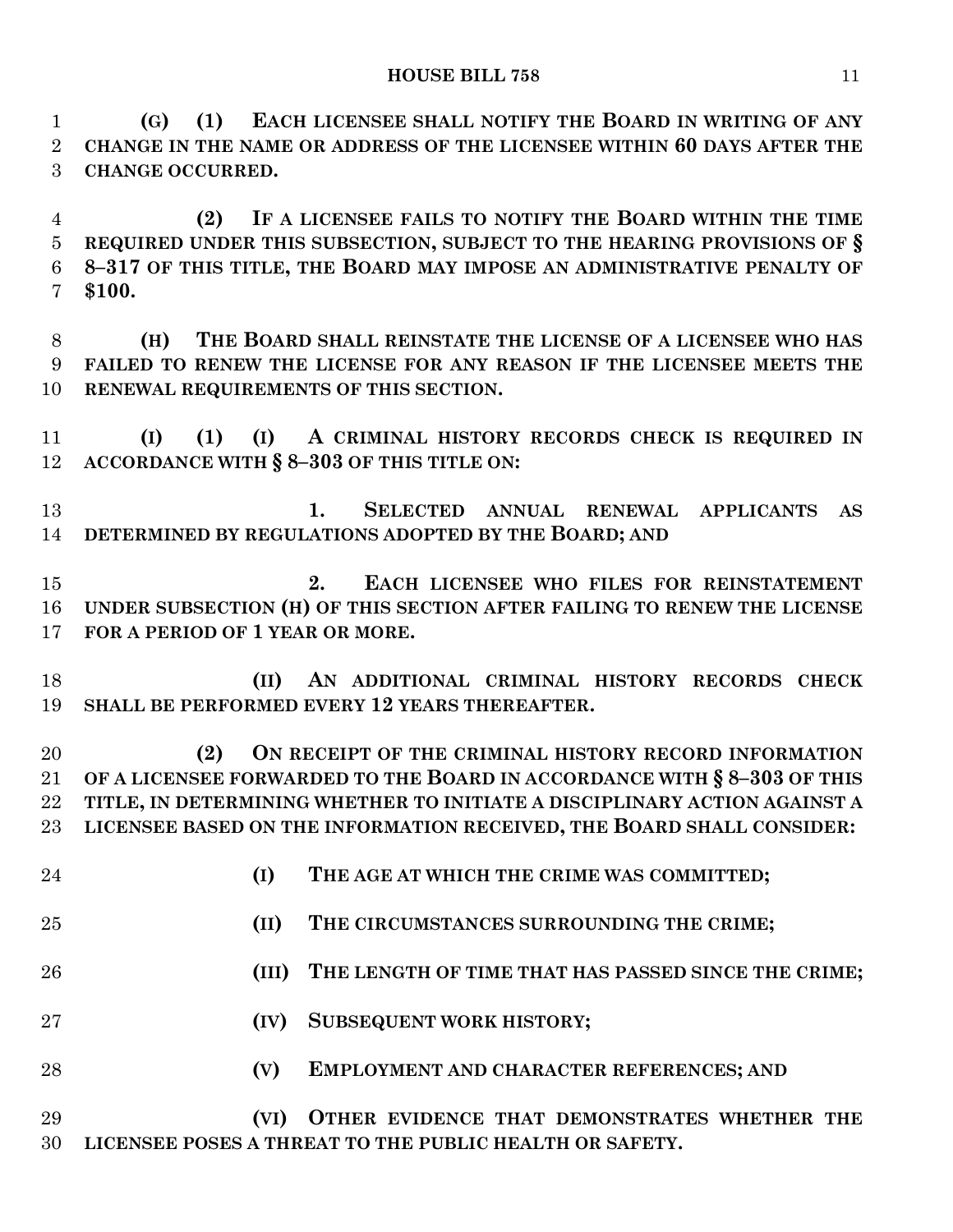**(G) (1) EACH LICENSEE SHALL NOTIFY THE BOARD IN WRITING OF ANY CHANGE IN THE NAME OR ADDRESS OF THE LICENSEE WITHIN 60 DAYS AFTER THE CHANGE OCCURRED.**

**(2) IF A LICENSEE FAILS TO NOTIFY THE BOARD WITHIN THE TIME REQUIRED UNDER THIS SUBSECTION, SUBJECT TO THE HEARING PROVISIONS OF § 8–317 OF THIS TITLE, THE BOARD MAY IMPOSE AN ADMINISTRATIVE PENALTY OF $100.**

**(H) THE BOARD SHALL REINSTATE THE LICENSE OF A LICENSEE WHO HAS FAILED TO RENEW THE LICENSE FOR ANY REASON IF THE LICENSEE MEETS THE RENEWAL REQUIREMENTS OF THIS SECTION.**

**(I) (1) (I) A CRIMINAL HISTORY RECORDS CHECK IS REQUIRED IN ACCORDANCE WITH § 8–303 OF THIS TITLE ON:**

**1. SELECTED ANNUAL RENEWAL APPLICANTS AS DETERMINED BY REGULATIONS ADOPTED BY THE BOARD; AND**

**2. EACH LICENSEE WHO FILES FOR REINSTATEMENT UNDER SUBSECTION (H) OF THIS SECTION AFTER FAILING TO RENEW THE LICENSE FOR A PERIOD OF 1 YEAR OR MORE.**

**(II) AN ADDITIONAL CRIMINAL HISTORY RECORDS CHECK SHALL BE PERFORMED EVERY 12 YEARS THEREAFTER.**

**(2) ON RECEIPT OF THE CRIMINAL HISTORY RECORD INFORMATION OF A LICENSEE FORWARDED TO THE BOARD IN ACCORDANCE WITH § 8–303 OF THIS TITLE, IN DETERMINING WHETHER TO INITIATE A DISCIPLINARY ACTION AGAINST A LICENSEE BASED ON THE INFORMATION RECEIVED, THE BOARD SHALL CONSIDER:**

**(I) THE AGE AT WHICH THE CRIME WAS COMMITTED;**

**(II) THE CIRCUMSTANCES SURROUNDING THE CRIME;**

**(III) THE LENGTH OF TIME THAT HAS PASSED SINCE THE CRIME;**

**(IV) SUBSEQUENT WORK HISTORY;**

**(V) EMPLOYMENT AND CHARACTER REFERENCES; AND**

**(VI) OTHER EVIDENCE THAT DEMONSTRATES WHETHER THE LICENSEE POSES A THREAT TO THE PUBLIC HEALTH OR SAFETY.**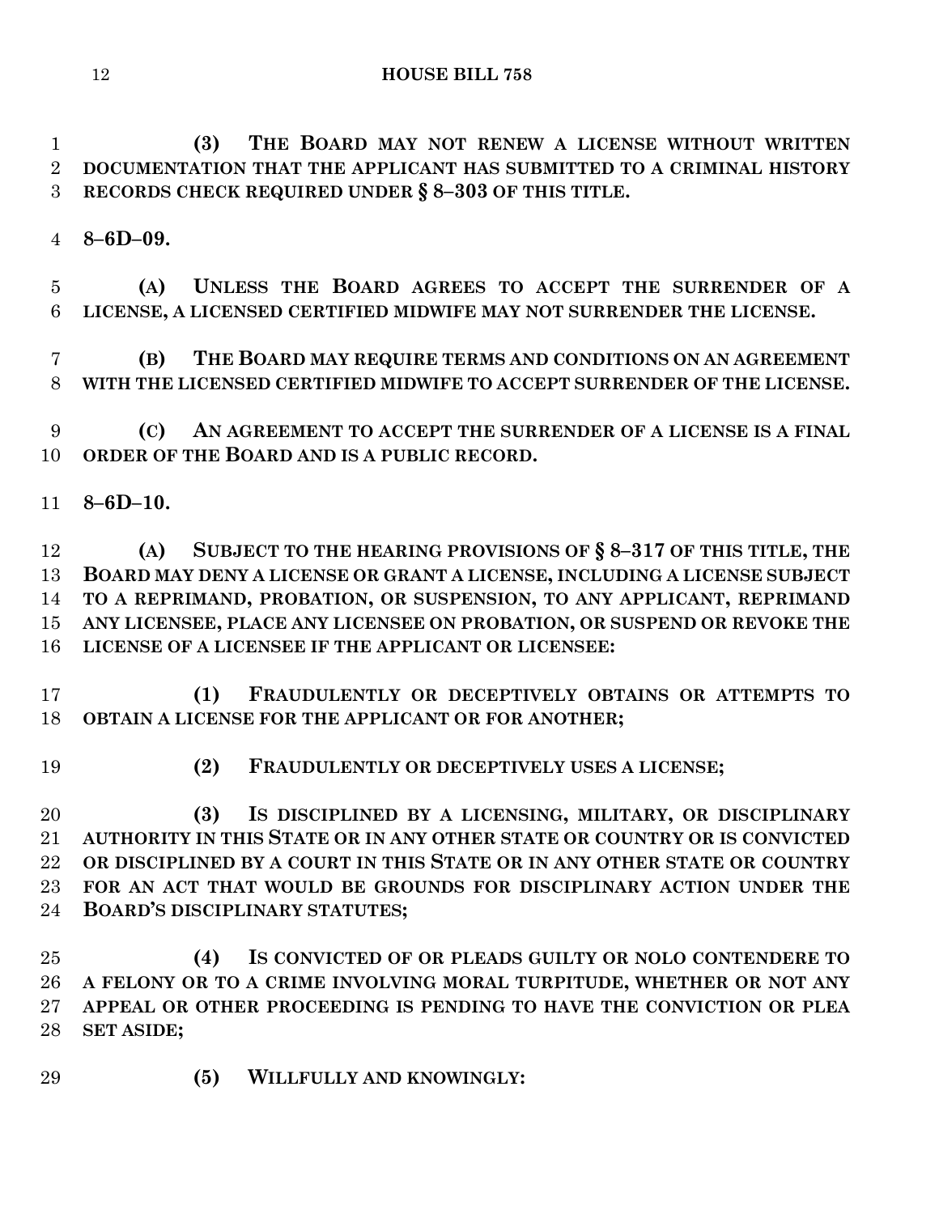**(3) THE BOARD MAY NOT RENEW A LICENSE WITHOUT WRITTEN DOCUMENTATION THAT THE APPLICANT HAS SUBMITTED TO A CRIMINAL HISTORY RECORDS CHECK REQUIRED UNDER § 8–303 OF THIS TITLE.**

**8–6D–09.**

**(A) UNLESS THE BOARD AGREES TO ACCEPT THE SURRENDER OF A LICENSE, A LICENSED CERTIFIED MIDWIFE MAY NOT SURRENDER THE LICENSE.**

**(B) THE BOARD MAY REQUIRE TERMS AND CONDITIONS ON AN AGREEMENT WITH THE LICENSED CERTIFIED MIDWIFE TO ACCEPT SURRENDER OF THE LICENSE.**

**(C) AN AGREEMENT TO ACCEPT THE SURRENDER OF A LICENSE IS A FINAL ORDER OF THE BOARD AND IS A PUBLIC RECORD.**

**8–6D–10.**

**(A) SUBJECT TO THE HEARING PROVISIONS OF § 8–317 OF THIS TITLE, THE BOARD MAY DENY A LICENSE OR GRANT A LICENSE, INCLUDING A LICENSE SUBJECT TO A REPRIMAND, PROBATION, OR SUSPENSION, TO ANY APPLICANT, REPRIMAND ANY LICENSEE, PLACE ANY LICENSEE ON PROBATION, OR SUSPEND OR REVOKE THE LICENSE OF A LICENSEE IF THE APPLICANT OR LICENSEE:**

**(1) FRAUDULENTLY OR DECEPTIVELY OBTAINS OR ATTEMPTS TO OBTAIN A LICENSE FOR THE APPLICANT OR FOR ANOTHER;**

**(2) FRAUDULENTLY OR DECEPTIVELY USES A LICENSE;**

**(3) IS DISCIPLINED BY A LICENSING, MILITARY, OR DISCIPLINARY AUTHORITY IN THIS STATE OR IN ANY OTHER STATE OR COUNTRY OR IS CONVICTED OR DISCIPLINED BY A COURT IN THIS STATE OR IN ANY OTHER STATE OR COUNTRY FOR AN ACT THAT WOULD BE GROUNDS FOR DISCIPLINARY ACTION UNDER THE BOARD'S DISCIPLINARY STATUTES;**

**(4) IS CONVICTED OF OR PLEADS GUILTY OR NOLO CONTENDERE TO A FELONY OR TO A CRIME INVOLVING MORAL TURPITUDE, WHETHER OR NOT ANY APPEAL OR OTHER PROCEEDING IS PENDING TO HAVE THE CONVICTION OR PLEA SET ASIDE;**

**(5) WILLFULLY AND KNOWINGLY:**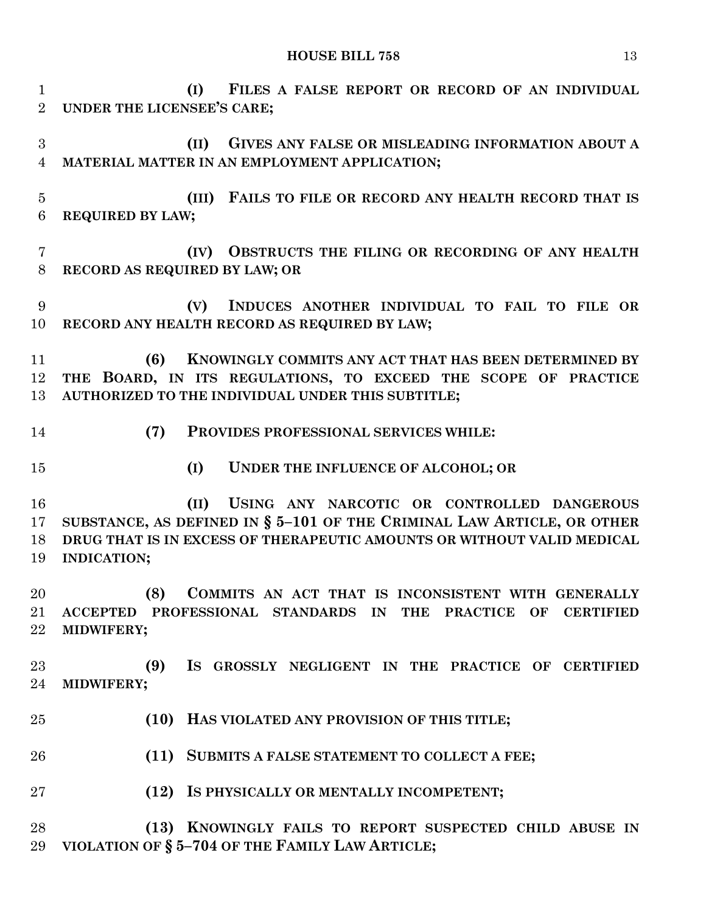**(I) FILES A FALSE REPORT OR RECORD OF AN INDIVIDUAL UNDER THE LICENSEE'S CARE;**

**(II) GIVES ANY FALSE OR MISLEADING INFORMATION ABOUT A MATERIAL MATTER IN AN EMPLOYMENT APPLICATION;**

**(III) FAILS TO FILE OR RECORD ANY HEALTH RECORD THAT IS REQUIRED BY LAW;**

**(IV) OBSTRUCTS THE FILING OR RECORDING OF ANY HEALTH RECORD AS REQUIRED BY LAW; OR**

**(V) INDUCES ANOTHER INDIVIDUAL TO FAIL TO FILE OR RECORD ANY HEALTH RECORD AS REQUIRED BY LAW;**

**(6) KNOWINGLY COMMITS ANY ACT THAT HAS BEEN DETERMINED BY THE BOARD, IN ITS REGULATIONS, TO EXCEED THE SCOPE OF PRACTICE AUTHORIZED TO THE INDIVIDUAL UNDER THIS SUBTITLE;**

**(7) PROVIDES PROFESSIONAL SERVICES WHILE:**

**(I) UNDER THE INFLUENCE OF ALCOHOL; OR**

**(II) USING ANY NARCOTIC OR CONTROLLED DANGEROUS SUBSTANCE, AS DEFINED IN § 5–101 OF THE CRIMINAL LAW ARTICLE, OR OTHER DRUG THAT IS IN EXCESS OF THERAPEUTIC AMOUNTS OR WITHOUT VALID MEDICAL INDICATION;**

**(8) COMMITS AN ACT THAT IS INCONSISTENT WITH GENERALLY ACCEPTED PROFESSIONAL STANDARDS IN THE PRACTICE OF CERTIFIED MIDWIFERY;**

**(9) IS GROSSLY NEGLIGENT IN THE PRACTICE OF CERTIFIED MIDWIFERY;**

**(10) HAS VIOLATED ANY PROVISION OF THIS TITLE;**

**(11) SUBMITS A FALSE STATEMENT TO COLLECT A FEE;**

**(12) IS PHYSICALLY OR MENTALLY INCOMPETENT;**

**(13) KNOWINGLY FAILS TO REPORT SUSPECTED CHILD ABUSE IN VIOLATION OF § 5–704 OF THE FAMILY LAW ARTICLE;**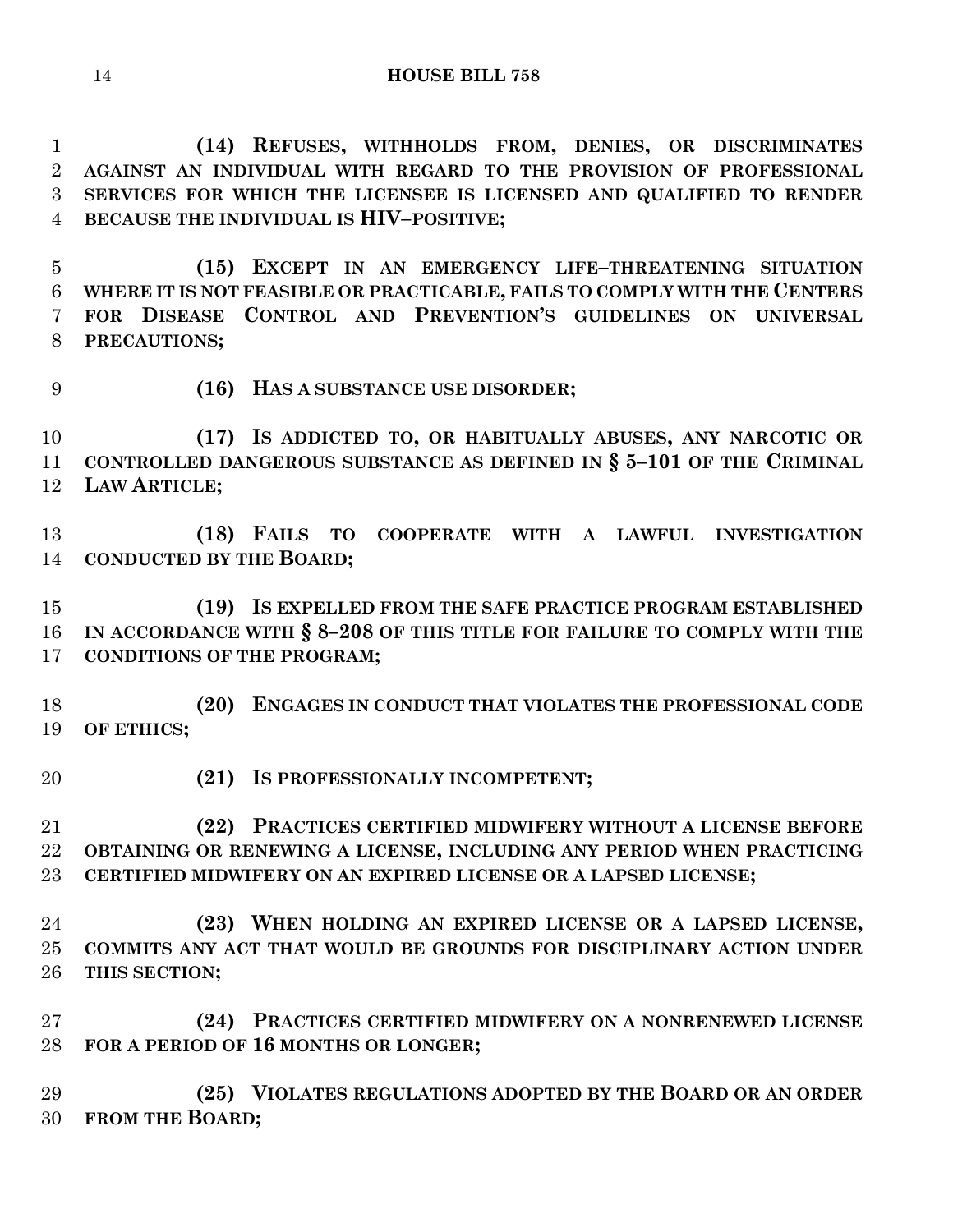**(14) REFUSES, WITHHOLDS FROM, DENIES, OR DISCRIMINATES AGAINST AN INDIVIDUAL WITH REGARD TO THE PROVISION OF PROFESSIONAL SERVICES FOR WHICH THE LICENSEE IS LICENSED AND QUALIFIED TO RENDER BECAUSE THE INDIVIDUAL IS HIV–POSITIVE;**

**(15) EXCEPT IN AN EMERGENCY LIFE–THREATENING SITUATION WHERE IT IS NOT FEASIBLE OR PRACTICABLE, FAILS TO COMPLY WITH THE CENTERS FOR DISEASE CONTROL AND PREVENTION'S GUIDELINES ON UNIVERSAL PRECAUTIONS;**

**(16) HAS A SUBSTANCE USE DISORDER;**

**(17) IS ADDICTED TO, OR HABITUALLY ABUSES, ANY NARCOTIC OR CONTROLLED DANGEROUS SUBSTANCE AS DEFINED IN § 5–101 OF THE CRIMINAL LAW ARTICLE;**

**(18) FAILS TO COOPERATE WITH A LAWFUL INVESTIGATION CONDUCTED BY THE BOARD;**

**(19) IS EXPELLED FROM THE SAFE PRACTICE PROGRAM ESTABLISHED IN ACCORDANCE WITH § 8–208 OF THIS TITLE FOR FAILURE TO COMPLY WITH THE CONDITIONS OF THE PROGRAM;**

**(20) ENGAGES IN CONDUCT THAT VIOLATES THE PROFESSIONAL CODE OF ETHICS;**

**(21) IS PROFESSIONALLY INCOMPETENT;**

**(22) PRACTICES CERTIFIED MIDWIFERY WITHOUT A LICENSE BEFORE OBTAINING OR RENEWING A LICENSE, INCLUDING ANY PERIOD WHEN PRACTICING CERTIFIED MIDWIFERY ON AN EXPIRED LICENSE OR A LAPSED LICENSE;**

**(23) WHEN HOLDING AN EXPIRED LICENSE OR A LAPSED LICENSE, COMMITS ANY ACT THAT WOULD BE GROUNDS FOR DISCIPLINARY ACTION UNDER THIS SECTION;**

**(24) PRACTICES CERTIFIED MIDWIFERY ON A NONRENEWED LICENSE FOR A PERIOD OF 16 MONTHS OR LONGER;**

**(25) VIOLATES REGULATIONS ADOPTED BY THE BOARD OR AN ORDER FROM THE BOARD;**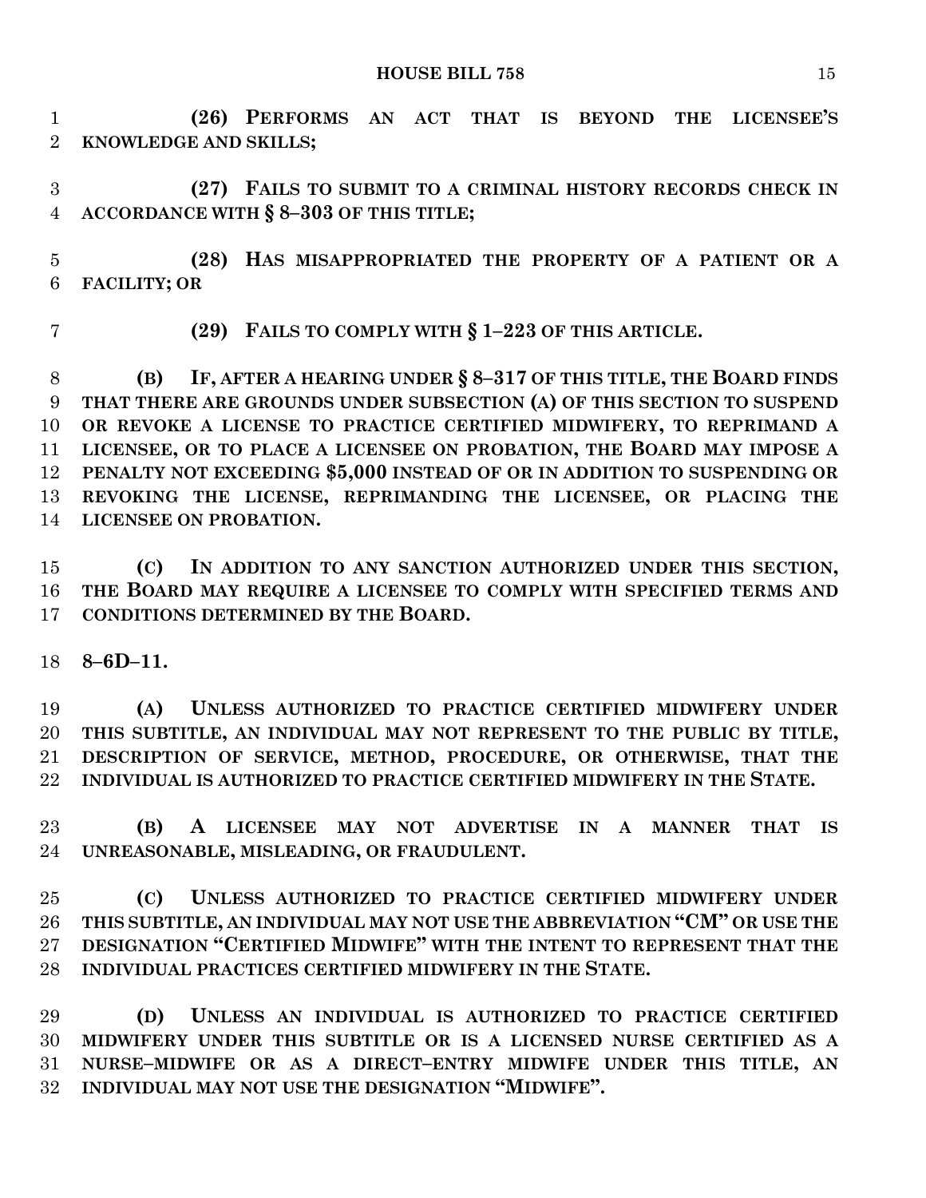**(26) PERFORMS AN ACT THAT IS BEYOND THE LICENSEE'S KNOWLEDGE AND SKILLS;**

**(27) FAILS TO SUBMIT TO A CRIMINAL HISTORY RECORDS CHECK IN ACCORDANCE WITH § 8–303 OF THIS TITLE;**

**(28) HAS MISAPPROPRIATED THE PROPERTY OF A PATIENT OR A FACILITY; OR**

**(29) FAILS TO COMPLY WITH § 1–223 OF THIS ARTICLE.**

**(B) IF, AFTER A HEARING UNDER § 8–317 OF THIS TITLE, THE BOARD FINDS THAT THERE ARE GROUNDS UNDER SUBSECTION (A) OF THIS SECTION TO SUSPEND OR REVOKE A LICENSE TO PRACTICE CERTIFIED MIDWIFERY, TO REPRIMAND A LICENSEE, OR TO PLACE A LICENSEE ON PROBATION, THE BOARD MAY IMPOSE A PENALTY NOT EXCEEDING $5,000 INSTEAD OF OR IN ADDITION TO SUSPENDING OR REVOKING THE LICENSE, REPRIMANDING THE LICENSEE, OR PLACING THE LICENSEE ON PROBATION.**

**(C) IN ADDITION TO ANY SANCTION AUTHORIZED UNDER THIS SECTION, THE BOARD MAY REQUIRE A LICENSEE TO COMPLY WITH SPECIFIED TERMS AND CONDITIONS DETERMINED BY THE BOARD.**

**8–6D–11.**

**(A) UNLESS AUTHORIZED TO PRACTICE CERTIFIED MIDWIFERY UNDER THIS SUBTITLE, AN INDIVIDUAL MAY NOT REPRESENT TO THE PUBLIC BY TITLE, DESCRIPTION OF SERVICE, METHOD, PROCEDURE, OR OTHERWISE, THAT THE INDIVIDUAL IS AUTHORIZED TO PRACTICE CERTIFIED MIDWIFERY IN THE STATE.**

**(B) A LICENSEE MAY NOT ADVERTISE IN A MANNER THAT IS UNREASONABLE, MISLEADING, OR FRAUDULENT.**

**(C) UNLESS AUTHORIZED TO PRACTICE CERTIFIED MIDWIFERY UNDER THIS SUBTITLE, AN INDIVIDUAL MAY NOT USE THE ABBREVIATION "CM" OR USE THE DESIGNATION "CERTIFIED MIDWIFE" WITH THE INTENT TO REPRESENT THAT THE INDIVIDUAL PRACTICES CERTIFIED MIDWIFERY IN THE STATE.**

**(D) UNLESS AN INDIVIDUAL IS AUTHORIZED TO PRACTICE CERTIFIED MIDWIFERY UNDER THIS SUBTITLE OR IS A LICENSED NURSE CERTIFIED AS A NURSE–MIDWIFE OR AS A DIRECT–ENTRY MIDWIFE UNDER THIS TITLE, AN INDIVIDUAL MAY NOT USE THE DESIGNATION "MIDWIFE".**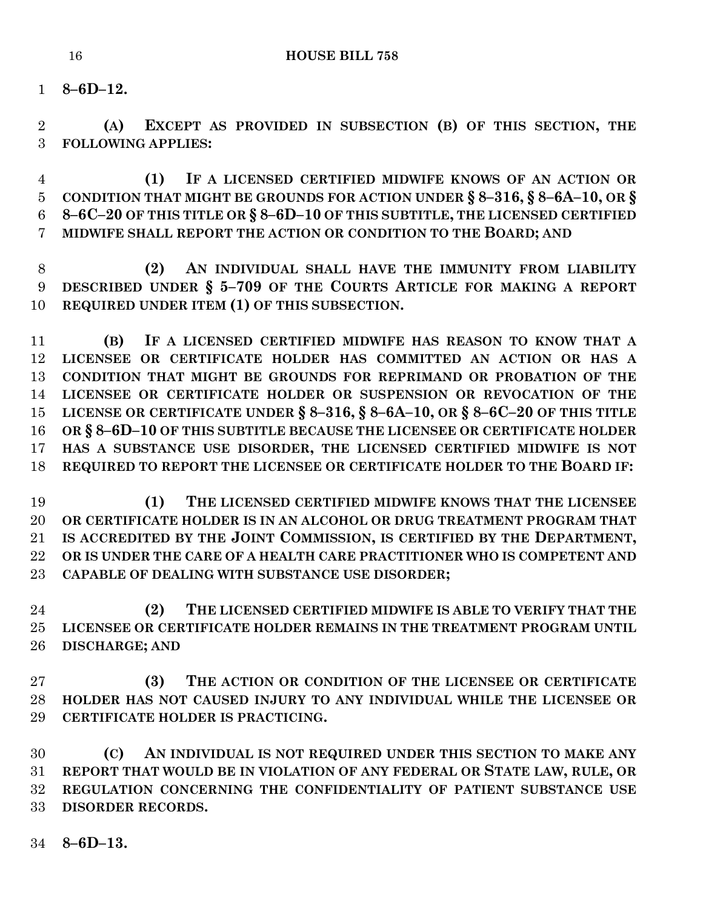**8–6D–12.**

**(A) EXCEPT AS PROVIDED IN SUBSECTION (B) OF THIS SECTION, THE FOLLOWING APPLIES:**

**(1) IF A LICENSED CERTIFIED MIDWIFE KNOWS OF AN ACTION OR CONDITION THAT MIGHT BE GROUNDS FOR ACTION UNDER § 8–316, § 8–6A–10, OR § 8–6C–20 OF THIS TITLE OR § 8–6D–10 OF THIS SUBTITLE, THE LICENSED CERTIFIED MIDWIFE SHALL REPORT THE ACTION OR CONDITION TO THE BOARD; AND**

**(2) AN INDIVIDUAL SHALL HAVE THE IMMUNITY FROM LIABILITY DESCRIBED UNDER § 5–709 OF THE COURTS ARTICLE FOR MAKING A REPORT REQUIRED UNDER ITEM (1) OF THIS SUBSECTION.**

**(B) IF A LICENSED CERTIFIED MIDWIFE HAS REASON TO KNOW THAT A LICENSEE OR CERTIFICATE HOLDER HAS COMMITTED AN ACTION OR HAS A CONDITION THAT MIGHT BE GROUNDS FOR REPRIMAND OR PROBATION OF THE LICENSEE OR CERTIFICATE HOLDER OR SUSPENSION OR REVOCATION OF THE LICENSE OR CERTIFICATE UNDER § 8–316, § 8–6A–10, OR § 8–6C–20 OF THIS TITLE OR § 8–6D–10 OF THIS SUBTITLE BECAUSE THE LICENSEE OR CERTIFICATE HOLDER HAS A SUBSTANCE USE DISORDER, THE LICENSED CERTIFIED MIDWIFE IS NOT REQUIRED TO REPORT THE LICENSEE OR CERTIFICATE HOLDER TO THE BOARD IF:**

**(1) THE LICENSED CERTIFIED MIDWIFE KNOWS THAT THE LICENSEE OR CERTIFICATE HOLDER IS IN AN ALCOHOL OR DRUG TREATMENT PROGRAM THAT IS ACCREDITED BY THE JOINT COMMISSION, IS CERTIFIED BY THE DEPARTMENT, OR IS UNDER THE CARE OF A HEALTH CARE PRACTITIONER WHO IS COMPETENT AND CAPABLE OF DEALING WITH SUBSTANCE USE DISORDER;**

**(2) THE LICENSED CERTIFIED MIDWIFE IS ABLE TO VERIFY THAT THE LICENSEE OR CERTIFICATE HOLDER REMAINS IN THE TREATMENT PROGRAM UNTIL DISCHARGE; AND**

**(3) THE ACTION OR CONDITION OF THE LICENSEE OR CERTIFICATE HOLDER HAS NOT CAUSED INJURY TO ANY INDIVIDUAL WHILE THE LICENSEE OR CERTIFICATE HOLDER IS PRACTICING.**

**(C) AN INDIVIDUAL IS NOT REQUIRED UNDER THIS SECTION TO MAKE ANY REPORT THAT WOULD BE IN VIOLATION OF ANY FEDERAL OR STATE LAW, RULE, OR REGULATION CONCERNING THE CONFIDENTIALITY OF PATIENT SUBSTANCE USE DISORDER RECORDS.**

**8–6D–13.**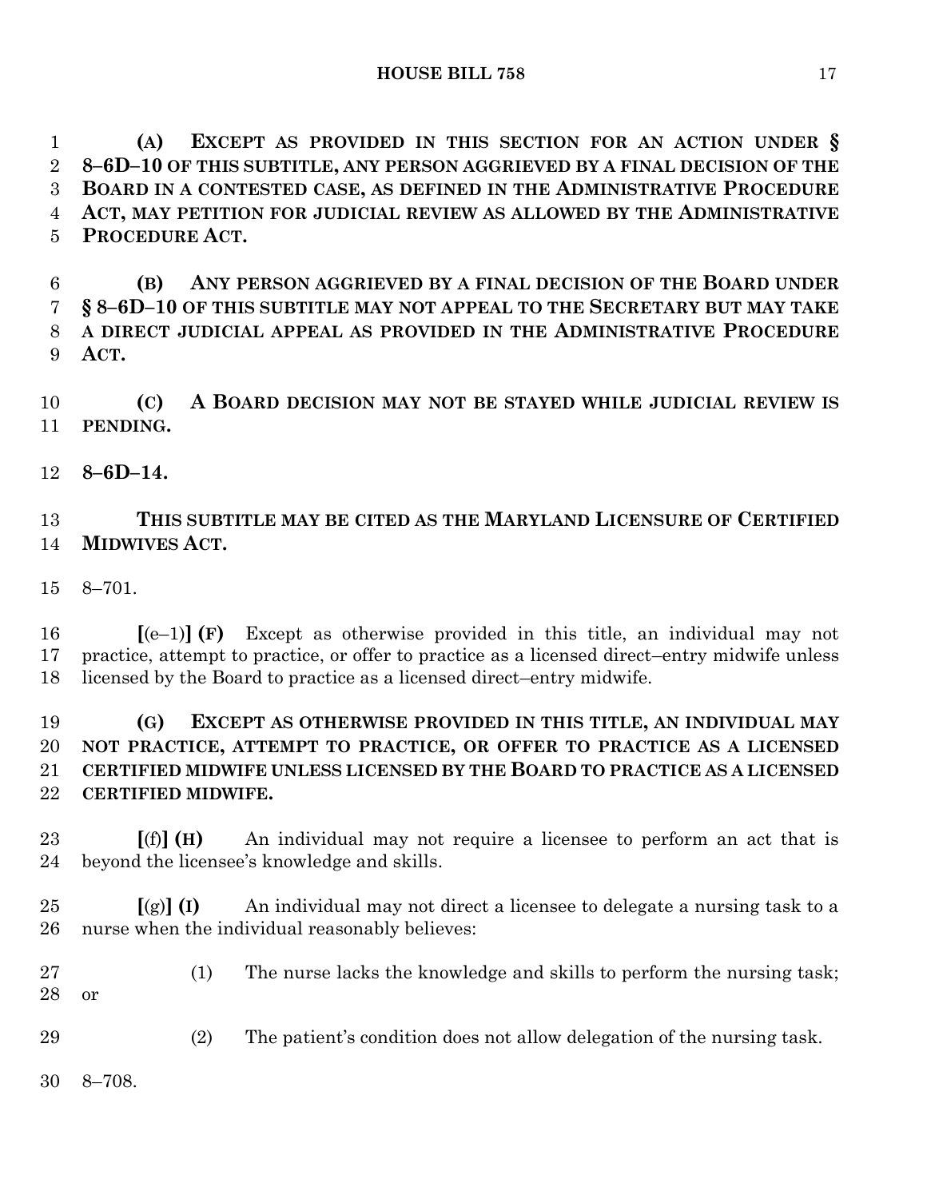**(A) EXCEPT AS PROVIDED IN THIS SECTION FOR AN ACTION UNDER § 8–6D–10 OF THIS SUBTITLE, ANY PERSON AGGRIEVED BY A FINAL DECISION OF THE BOARD IN A CONTESTED CASE, AS DEFINED IN THE ADMINISTRATIVE PROCEDURE ACT, MAY PETITION FOR JUDICIAL REVIEW AS ALLOWED BY THE ADMINISTRATIVE PROCEDURE ACT.**

**(B) ANY PERSON AGGRIEVED BY A FINAL DECISION OF THE BOARD UNDER § 8–6D–10 OF THIS SUBTITLE MAY NOT APPEAL TO THE SECRETARY BUT MAY TAKE A DIRECT JUDICIAL APPEAL AS PROVIDED IN THE ADMINISTRATIVE PROCEDURE ACT.**

**(C) A BOARD DECISION MAY NOT BE STAYED WHILE JUDICIAL REVIEW IS PENDING.**

**8–6D–14.**

**THIS SUBTITLE MAY BE CITED AS THE MARYLAND LICENSURE OF CERTIFIED MIDWIVES ACT.**

8–701.

**[**(e–1)**] (F)** Except as otherwise provided in this title, an individual may not practice, attempt to practice, or offer to practice as a licensed direct–entry midwife unless licensed by the Board to practice as a licensed direct–entry midwife.

**(G) EXCEPT AS OTHERWISE PROVIDED IN THIS TITLE, AN INDIVIDUAL MAY NOT PRACTICE, ATTEMPT TO PRACTICE, OR OFFER TO PRACTICE AS A LICENSED CERTIFIED MIDWIFE UNLESS LICENSED BY THE BOARD TO PRACTICE AS A LICENSED CERTIFIED MIDWIFE.**

**[**(f)**] (H)** An individual may not require a licensee to perform an act that is beyond the licensee's knowledge and skills.

**[**(g)**] (I)** An individual may not direct a licensee to delegate a nursing task to a nurse when the individual reasonably believes:

(1) The nurse lacks the knowledge and skills to perform the nursing task; or

(2) The patient's condition does not allow delegation of the nursing task.

8–708.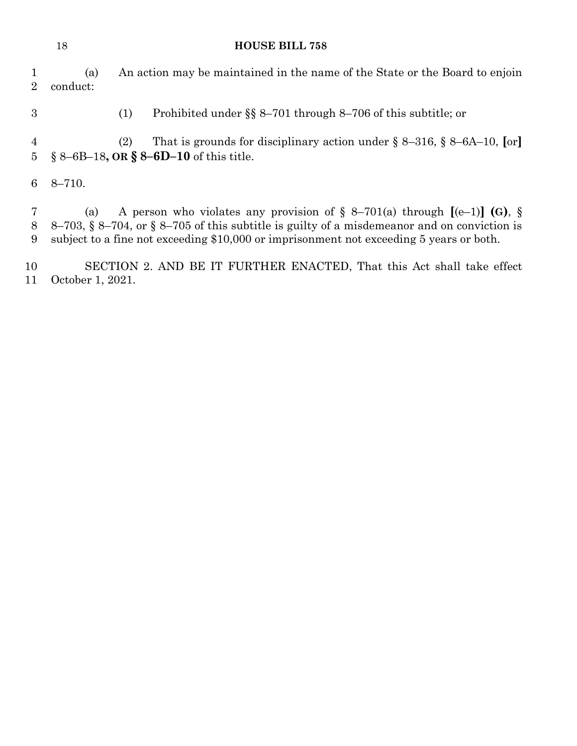(a) An action may be maintained in the name of the State or the Board to enjoin conduct:

(1) Prohibited under §§ 8–701 through 8–706 of this subtitle; or

(2) That is grounds for disciplinary action under § 8–316, § 8–6A–10, [or] § 8–6B–18**, OR § 8–6D–10** of this title.

8–710.

(a) A person who violates any provision of § 8–701(a) through [(e–1)] **(G)**, § 8–703, § 8–704, or § 8–705 of this subtitle is guilty of a misdemeanor and on conviction is subject to a fine not exceeding $10,000 or imprisonment not exceeding 5 years or both.

SECTION 2. AND BE IT FURTHER ENACTED, That this Act shall take effect October 1, 2021.